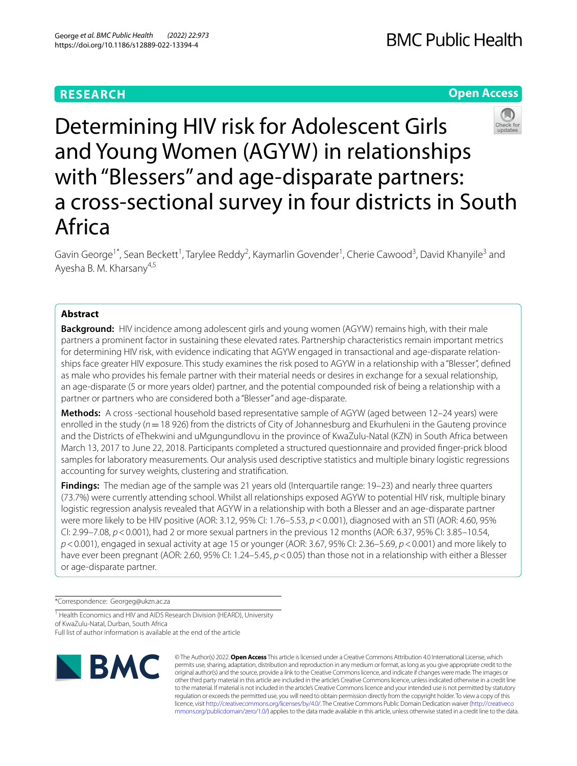RESEARCH

Open Access

# Determining HIV risk for Adolescent Girls and Young Women (AGYW) in relationships with "Blessers" and age-disparate partners: a cross-sectional survey in four districts in South Africa

Gavin George[1*], Sean Beckett[1], Tarylee Reddy[2], Kaymarlin Govender[1], Cherie Cawood[3], David Khanyile[3] and Ayesha B. M. Kharsany[4,5]

## Abstract

**Background:** HIV incidence among adolescent girls and young women (AGYW) remains high, with their male partners a prominent factor in sustaining these elevated rates. Partnership characteristics remain important metrics for determining HIV risk, with evidence indicating that AGYW engaged in transactional and age-disparate relationships face greater HIV exposure. This study examines the risk posed to AGYW in a relationship with a "Blesser", defined as male who provides his female partner with their material needs or desires in exchange for a sexual relationship, an age-disparate (5 or more years older) partner, and the potential compounded risk of being a relationship with a partner or partners who are considered both a "Blesser" and age-disparate.

**Methods:** A cross -sectional household based representative sample of AGYW (aged between 12–24 years) were enrolled in the study ($n = 18\,926$) from the districts of City of Johannesburg and Ekurhuleni in the Gauteng province and the Districts of eThekwini and uMgungundlovu in the province of KwaZulu-Natal (KZN) in South Africa between March 13, 2017 to June 22, 2018. Participants completed a structured questionnaire and provided finger-prick blood samples for laboratory measurements. Our analysis used descriptive statistics and multiple binary logistic regressions accounting for survey weights, clustering and stratification.

**Findings:** The median age of the sample was 21 years old (Interquartile range: 19–23) and nearly three quarters (73.7%) were currently attending school. Whilst all relationships exposed AGYW to potential HIV risk, multiple binary logistic regression analysis revealed that AGYW in a relationship with both a Blesser and an age-disparate partner were more likely to be HIV positive (AOR: 3.12, 95% CI: 1.76–5.53, $p < 0.001$), diagnosed with an STI (AOR: 4.60, 95% CI: 2.99–7.08, $p < 0.001$), had 2 or more sexual partners in the previous 12 months (AOR: 6.37, 95% CI: 3.85–10.54, $p < 0.001$), engaged in sexual activity at age 15 or younger (AOR: 3.67, 95% CI: 2.36–5.69, $p < 0.001$) and more likely to have ever been pregnant (AOR: 2.60, 95% CI: 1.24–5.45, $p < 0.05$) than those not in a relationship with either a Blesser or age-disparate partner.

*Correspondence: Georgeg@ukzn.ac.za

[1] Health Economics and HIV and AIDS Research Division (HEARD), University of KwaZulu-Natal, Durban, South Africa

Full list of author information is available at the end of the article

© The Author(s) 2022. **Open Access** This article is licensed under a Creative Commons Attribution 4.0 International License, which permits use, sharing, adaptation, distribution and reproduction in any medium or format, as long as you give appropriate credit to the original author(s) and the source, provide a link to the Creative Commons licence, and indicate if changes were made. The images or other third party material in this article are included in the article's Creative Commons licence, unless indicated otherwise in a credit line to the material. If material is not included in the article's Creative Commons licence and your intended use is not permitted by statutory regulation or exceeds the permitted use, you will need to obtain permission directly from the copyright holder. To view a copy of this licence, visit http://creativecommons.org/licenses/by/4.0/. The Creative Commons Public Domain Dedication waiver (http://creativecommons.org/publicdomain/zero/1.0/) applies to the data made available in this article, unless otherwise stated in a credit line to the data.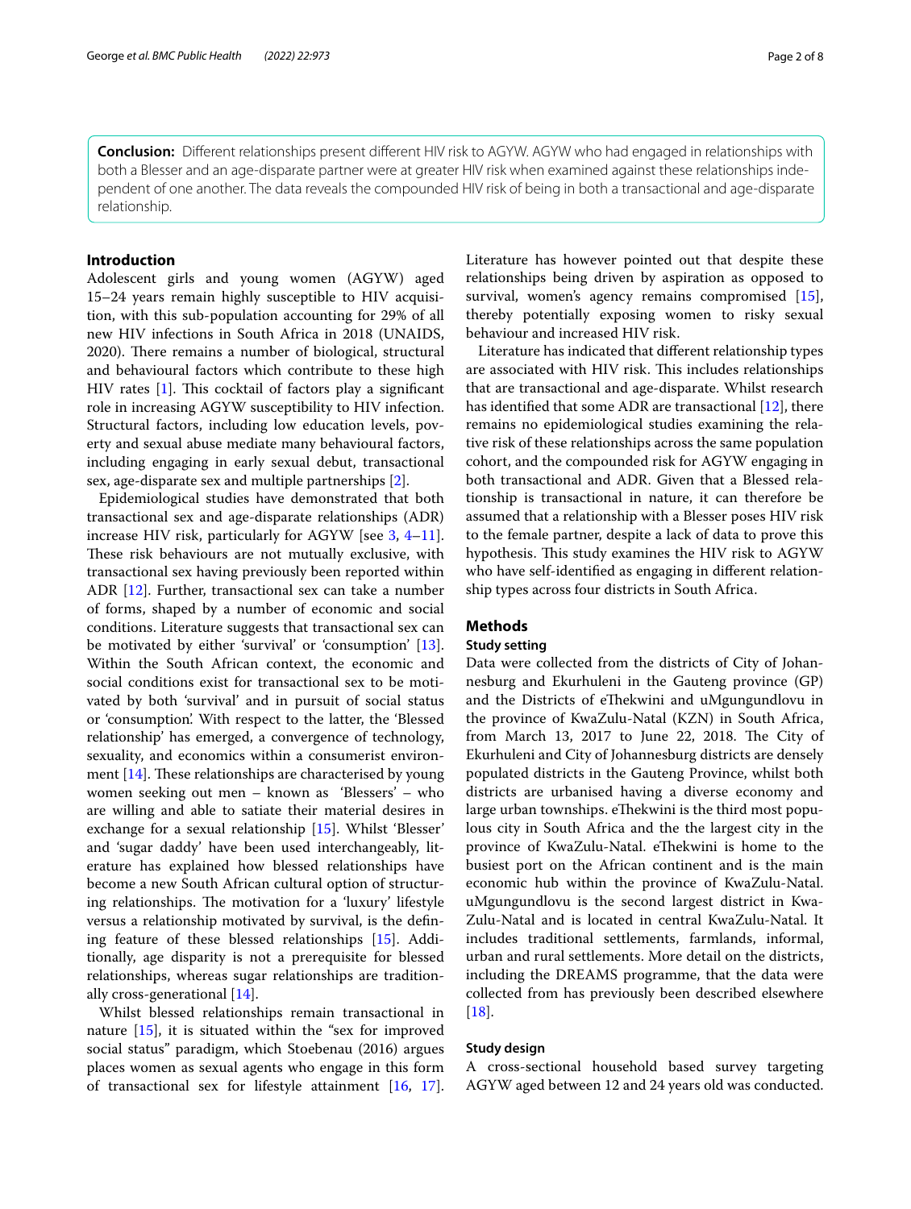**Conclusion:** Different relationships present different HIV risk to AGYW. AGYW who had engaged in relationships with both a Blesser and an age-disparate partner were at greater HIV risk when examined against these relationships independent of one another. The data reveals the compounded HIV risk of being in both a transactional and age-disparate relationship.

## Introduction

Adolescent girls and young women (AGYW) aged 15–24 years remain highly susceptible to HIV acquisition, with this sub-population accounting for 29% of all new HIV infections in South Africa in 2018 (UNAIDS, 2020). There remains a number of biological, structural and behavioural factors which contribute to these high HIV rates [1]. This cocktail of factors play a significant role in increasing AGYW susceptibility to HIV infection. Structural factors, including low education levels, poverty and sexual abuse mediate many behavioural factors, including engaging in early sexual debut, transactional sex, age-disparate sex and multiple partnerships [2].

Epidemiological studies have demonstrated that both transactional sex and age-disparate relationships (ADR) increase HIV risk, particularly for AGYW [see 3, 4–11]. These risk behaviours are not mutually exclusive, with transactional sex having previously been reported within ADR [12]. Further, transactional sex can take a number of forms, shaped by a number of economic and social conditions. Literature suggests that transactional sex can be motivated by either 'survival' or 'consumption' [13]. Within the South African context, the economic and social conditions exist for transactional sex to be motivated by both 'survival' and in pursuit of social status or 'consumption'. With respect to the latter, the 'Blessed relationship' has emerged, a convergence of technology, sexuality, and economics within a consumerist environment [14]. These relationships are characterised by young women seeking out men – known as 'Blessers' – who are willing and able to satiate their material desires in exchange for a sexual relationship [15]. Whilst 'Blesser' and 'sugar daddy' have been used interchangeably, literature has explained how blessed relationships have become a new South African cultural option of structuring relationships. The motivation for a 'luxury' lifestyle versus a relationship motivated by survival, is the defining feature of these blessed relationships [15]. Additionally, age disparity is not a prerequisite for blessed relationships, whereas sugar relationships are traditionally cross-generational [14].

Whilst blessed relationships remain transactional in nature [15], it is situated within the "sex for improved social status" paradigm, which Stoebenau (2016) argues places women as sexual agents who engage in this form of transactional sex for lifestyle attainment [16, 17]. Literature has however pointed out that despite these relationships being driven by aspiration as opposed to survival, women's agency remains compromised [15], thereby potentially exposing women to risky sexual behaviour and increased HIV risk.

Literature has indicated that different relationship types are associated with HIV risk. This includes relationships that are transactional and age-disparate. Whilst research has identified that some ADR are transactional [12], there remains no epidemiological studies examining the relative risk of these relationships across the same population cohort, and the compounded risk for AGYW engaging in both transactional and ADR. Given that a Blessed relationship is transactional in nature, it can therefore be assumed that a relationship with a Blesser poses HIV risk to the female partner, despite a lack of data to prove this hypothesis. This study examines the HIV risk to AGYW who have self-identified as engaging in different relationship types across four districts in South Africa.

## Methods

### Study setting

Data were collected from the districts of City of Johannesburg and Ekurhuleni in the Gauteng province (GP) and the Districts of eThekwini and uMgungundlovu in the province of KwaZulu-Natal (KZN) in South Africa, from March 13, 2017 to June 22, 2018. The City of Ekurhuleni and City of Johannesburg districts are densely populated districts in the Gauteng Province, whilst both districts are urbanised having a diverse economy and large urban townships. eThekwini is the third most populous city in South Africa and the the largest city in the province of KwaZulu-Natal. eThekwini is home to the busiest port on the African continent and is the main economic hub within the province of KwaZulu-Natal. uMgungundlovu is the second largest district in KwaZulu-Natal and is located in central KwaZulu-Natal. It includes traditional settlements, farmlands, informal, urban and rural settlements. More detail on the districts, including the DREAMS programme, that the data were collected from has previously been described elsewhere [18].

### Study design

A cross-sectional household based survey targeting AGYW aged between 12 and 24 years old was conducted.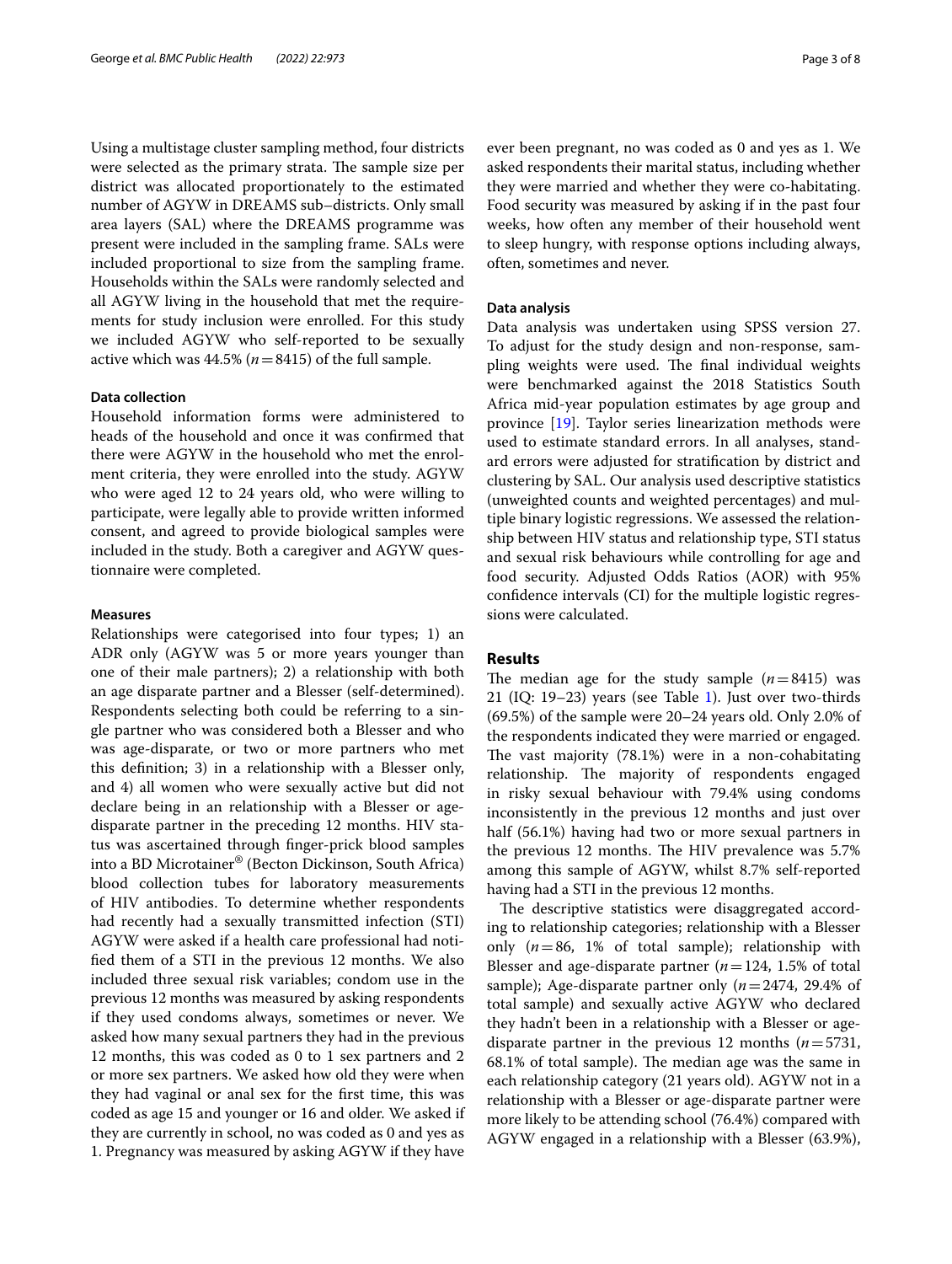Using a multistage cluster sampling method, four districts were selected as the primary strata. The sample size per district was allocated proportionately to the estimated number of AGYW in DREAMS sub–districts. Only small area layers (SAL) where the DREAMS programme was present were included in the sampling frame. SALs were included proportional to size from the sampling frame. Households within the SALs were randomly selected and all AGYW living in the household that met the requirements for study inclusion were enrolled. For this study we included AGYW who self-reported to be sexually active which was 44.5% ($n = 8415$) of the full sample.

### Data collection

Household information forms were administered to heads of the household and once it was confirmed that there were AGYW in the household who met the enrolment criteria, they were enrolled into the study. AGYW who were aged 12 to 24 years old, who were willing to participate, were legally able to provide written informed consent, and agreed to provide biological samples were included in the study. Both a caregiver and AGYW questionnaire were completed.

### Measures

Relationships were categorised into four types; 1) an ADR only (AGYW was 5 or more years younger than one of their male partners); 2) a relationship with both an age disparate partner and a Blesser (self-determined). Respondents selecting both could be referring to a single partner who was considered both a Blesser and who was age-disparate, or two or more partners who met this definition; 3) in a relationship with a Blesser only, and 4) all women who were sexually active but did not declare being in an relationship with a Blesser or age-disparate partner in the preceding 12 months. HIV status was ascertained through finger-prick blood samples into a BD Microtainer® (Becton Dickinson, South Africa) blood collection tubes for laboratory measurements of HIV antibodies. To determine whether respondents had recently had a sexually transmitted infection (STI) AGYW were asked if a health care professional had notified them of a STI in the previous 12 months. We also included three sexual risk variables; condom use in the previous 12 months was measured by asking respondents if they used condoms always, sometimes or never. We asked how many sexual partners they had in the previous 12 months, this was coded as 0 to 1 sex partners and 2 or more sex partners. We asked how old they were when they had vaginal or anal sex for the first time, this was coded as age 15 and younger or 16 and older. We asked if they are currently in school, no was coded as 0 and yes as 1. Pregnancy was measured by asking AGYW if they have ever been pregnant, no was coded as 0 and yes as 1. We asked respondents their marital status, including whether they were married and whether they were co-habitating. Food security was measured by asking if in the past four weeks, how often any member of their household went to sleep hungry, with response options including always, often, sometimes and never.

### Data analysis

Data analysis was undertaken using SPSS version 27. To adjust for the study design and non-response, sampling weights were used. The final individual weights were benchmarked against the 2018 Statistics South Africa mid-year population estimates by age group and province [19]. Taylor series linearization methods were used to estimate standard errors. In all analyses, standard errors were adjusted for stratification by district and clustering by SAL. Our analysis used descriptive statistics (unweighted counts and weighted percentages) and multiple binary logistic regressions. We assessed the relationship between HIV status and relationship type, STI status and sexual risk behaviours while controlling for age and food security. Adjusted Odds Ratios (AOR) with 95% confidence intervals (CI) for the multiple logistic regressions were calculated.

## Results

The median age for the study sample ($n = 8415$) was 21 (IQ: 19–23) years (see Table 1). Just over two-thirds (69.5%) of the sample were 20–24 years old. Only 2.0% of the respondents indicated they were married or engaged. The vast majority (78.1%) were in a non-cohabitating relationship. The majority of respondents engaged in risky sexual behaviour with 79.4% using condoms inconsistently in the previous 12 months and just over half (56.1%) having had two or more sexual partners in the previous 12 months. The HIV prevalence was 5.7% among this sample of AGYW, whilst 8.7% self-reported having had a STI in the previous 12 months.

The descriptive statistics were disaggregated according to relationship categories; relationship with a Blesser only ($n = 86$, 1% of total sample); relationship with Blesser and age-disparate partner ($n = 124$, 1.5% of total sample); Age-disparate partner only ($n = 2474$, 29.4% of total sample) and sexually active AGYW who declared they hadn't been in a relationship with a Blesser or age-disparate partner in the previous 12 months ($n = 5731$, 68.1% of total sample). The median age was the same in each relationship category (21 years old). AGYW not in a relationship with a Blesser or age-disparate partner were more likely to be attending school (76.4%) compared with AGYW engaged in a relationship with a Blesser (63.9%),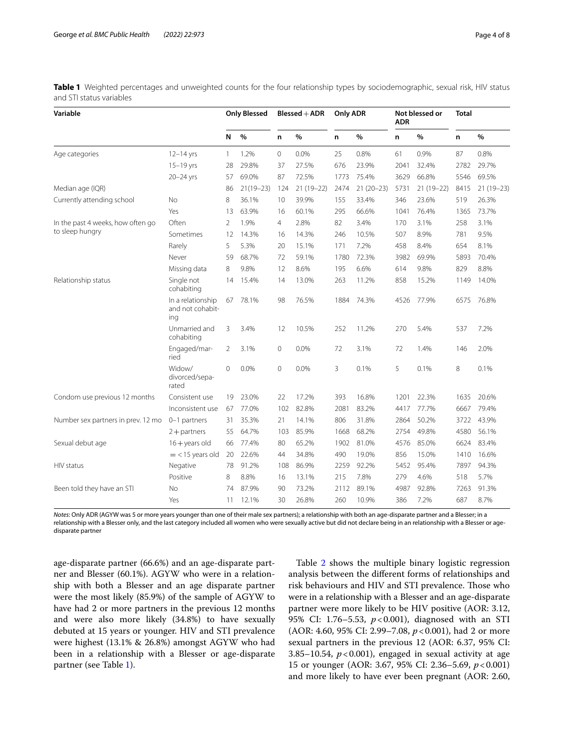**Table 1** Weighted percentages and unweighted counts for the four relationship types by sociodemographic, sexual risk, HIV status and STI status variables

| Variable | | Only Blessed | | Blessed + ADR | | Only ADR | | Not blessed or ADR | | Total | |
|---|---|---|---|---|---|---|---|---|---|---|---|
| | | N | % | n | % | n | % | n | % | n | % |
| Age categories | 12–14 yrs | 1 | 1.2% | 0 | 0.0% | 25 | 0.8% | 61 | 0.9% | 87 | 0.8% |
| | 15–19 yrs | 28 | 29.8% | 37 | 27.5% | 676 | 23.9% | 2041 | 32.4% | 2782 | 29.7% |
| | 20–24 yrs | 57 | 69.0% | 87 | 72.5% | 1773 | 75.4% | 3629 | 66.8% | 5546 | 69.5% |
| Median age (IQR) | | 86 | 21(19–23) | 124 | 21 (19–22) | 2474 | 21 (20–23) | 5731 | 21 (19–22) | 8415 | 21 (19–23) |
| Currently attending school | No | 8 | 36.1% | 10 | 39.9% | 155 | 33.4% | 346 | 23.6% | 519 | 26.3% |
| | Yes | 13 | 63.9% | 16 | 60.1% | 295 | 66.6% | 1041 | 76.4% | 1365 | 73.7% |
| In the past 4 weeks, how often go to sleep hungry | Often | 2 | 1.9% | 4 | 2.8% | 82 | 3.4% | 170 | 3.1% | 258 | 3.1% |
| | Sometimes | 12 | 14.3% | 16 | 14.3% | 246 | 10.5% | 507 | 8.9% | 781 | 9.5% |
| | Rarely | 5 | 5.3% | 20 | 15.1% | 171 | 7.2% | 458 | 8.4% | 654 | 8.1% |
| | Never | 59 | 68.7% | 72 | 59.1% | 1780 | 72.3% | 3982 | 69.9% | 5893 | 70.4% |
| | Missing data | 8 | 9.8% | 12 | 8.6% | 195 | 6.6% | 614 | 9.8% | 829 | 8.8% |
| Relationship status | Single not cohabiting | 14 | 15.4% | 14 | 13.0% | 263 | 11.2% | 858 | 15.2% | 1149 | 14.0% |
| | In a relationship and not cohabiting | 67 | 78.1% | 98 | 76.5% | 1884 | 74.3% | 4526 | 77.9% | 6575 | 76.8% |
| | Unmarried and cohabiting | 3 | 3.4% | 12 | 10.5% | 252 | 11.2% | 270 | 5.4% | 537 | 7.2% |
| | Engaged/married | 2 | 3.1% | 0 | 0.0% | 72 | 3.1% | 72 | 1.4% | 146 | 2.0% |
| | Widow/divorced/separated | 0 | 0.0% | 0 | 0.0% | 3 | 0.1% | 5 | 0.1% | 8 | 0.1% |
| Condom use previous 12 months | Consistent use | 19 | 23.0% | 22 | 17.2% | 393 | 16.8% | 1201 | 22.3% | 1635 | 20.6% |
| | Inconsistent use | 67 | 77.0% | 102 | 82.8% | 2081 | 83.2% | 4417 | 77.7% | 6667 | 79.4% |
| Number sex partners in prev. 12 mo | 0–1 partners | 31 | 35.3% | 21 | 14.1% | 806 | 31.8% | 2864 | 50.2% | 3722 | 43.9% |
| | 2+ partners | 55 | 64.7% | 103 | 85.9% | 1668 | 68.2% | 2754 | 49.8% | 4580 | 56.1% |
| Sexual debut age | 16+ years old | 66 | 77.4% | 80 | 65.2% | 1902 | 81.0% | 4576 | 85.0% | 6624 | 83.4% |
| | =<15 years old | 20 | 22.6% | 44 | 34.8% | 490 | 19.0% | 856 | 15.0% | 1410 | 16.6% |
| HIV status | Negative | 78 | 91.2% | 108 | 86.9% | 2259 | 92.2% | 5452 | 95.4% | 7897 | 94.3% |
| | Positive | 8 | 8.8% | 16 | 13.1% | 215 | 7.8% | 279 | 4.6% | 518 | 5.7% |
| Been told they have an STI | No | 74 | 87.9% | 90 | 73.2% | 2112 | 89.1% | 4987 | 92.8% | 7263 | 91.3% |
| | Yes | 11 | 12.1% | 30 | 26.8% | 260 | 10.9% | 386 | 7.2% | 687 | 8.7% |

*Notes*: Only ADR (AGYW was 5 or more years younger than one of their male sex partners); a relationship with both an age-disparate partner and a Blesser; in a relationship with a Blesser only, and the last category included all women who were sexually active but did not declare being in an relationship with a Blesser or age-disparate partner

age-disparate partner (66.6%) and an age-disparate partner and Blesser (60.1%). AGYW who were in a relationship with both a Blesser and an age disparate partner were the most likely (85.9%) of the sample of AGYW to have had 2 or more partners in the previous 12 months and were also more likely (34.8%) to have sexually debuted at 15 years or younger. HIV and STI prevalence were highest (13.1% & 26.8%) amongst AGYW who had been in a relationship with a Blesser or age-disparate partner (see Table 1).

Table 2 shows the multiple binary logistic regression analysis between the different forms of relationships and risk behaviours and HIV and STI prevalence. Those who were in a relationship with a Blesser and an age-disparate partner were more likely to be HIV positive (AOR: 3.12, 95% CI: 1.76–5.53, $p<0.001$), diagnosed with an STI (AOR: 4.60, 95% CI: 2.99–7.08, $p<0.001$), had 2 or more sexual partners in the previous 12 (AOR: 6.37, 95% CI: 3.85–10.54, $p<0.001$), engaged in sexual activity at age 15 or younger (AOR: 3.67, 95% CI: 2.36–5.69, $p<0.001$) and more likely to have ever been pregnant (AOR: 2.60,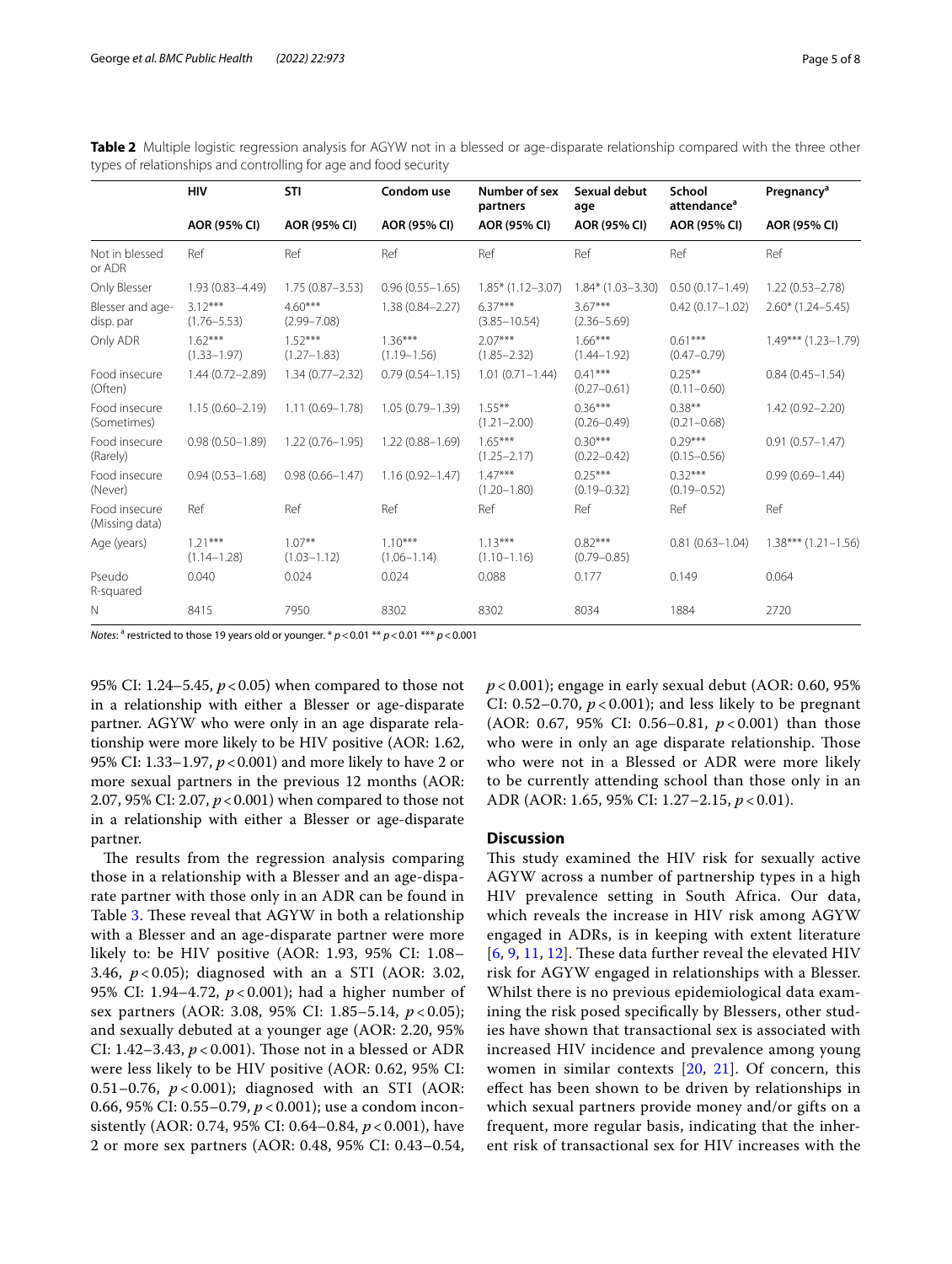**Table 2** Multiple logistic regression analysis for AGYW not in a blessed or age-disparate relationship compared with the three other types of relationships and controlling for age and food security

| | HIV | STI | Condom use | Number of sex partners | Sexual debut age | School attendance[a] | Pregnancy[a] |
|---|---|---|---|---|---|---|---|
| | AOR (95% CI) | AOR (95% CI) | AOR (95% CI) | AOR (95% CI) | AOR (95% CI) | AOR (95% CI) | AOR (95% CI) |
| Not in blessed or ADR | Ref | Ref | Ref | Ref | Ref | Ref | Ref |
| Only Blesser | 1.93 (0.83–4.49) | 1.75 (0.87–3.53) | 0.96 (0.55–1.65) | 1.85* (1.12–3.07) | 1.84* (1.03–3.30) | 0.50 (0.17–1.49) | 1.22 (0.53–2.78) |
| Blesser and age-disp. par | 3.12*** (1.76–5.53) | 4.60*** (2.99–7.08) | 1.38 (0.84–2.27) | 6.37*** (3.85–10.54) | 3.67*** (2.36–5.69) | 0.42 (0.17–1.02) | 2.60* (1.24–5.45) |
| Only ADR | 1.62*** (1.33–1.97) | 1.52*** (1.27–1.83) | 1.36*** (1.19–1.56) | 2.07*** (1.85–2.32) | 1.66*** (1.44–1.92) | 0.61*** (0.47–0.79) | 1.49*** (1.23–1.79) |
| Food insecure (Often) | 1.44 (0.72–2.89) | 1.34 (0.77–2.32) | 0.79 (0.54–1.15) | 1.01 (0.71–1.44) | 0.41*** (0.27–0.61) | 0.25** (0.11–0.60) | 0.84 (0.45–1.54) |
| Food insecure (Sometimes) | 1.15 (0.60–2.19) | 1.11 (0.69–1.78) | 1.05 (0.79–1.39) | 1.55** (1.21–2.00) | 0.36*** (0.26–0.49) | 0.38** (0.21–0.68) | 1.42 (0.92–2.20) |
| Food insecure (Rarely) | 0.98 (0.50–1.89) | 1.22 (0.76–1.95) | 1.22 (0.88–1.69) | 1.65*** (1.25–2.17) | 0.30*** (0.22–0.42) | 0.29*** (0.15–0.56) | 0.91 (0.57–1.47) |
| Food insecure (Never) | 0.94 (0.53–1.68) | 0.98 (0.66–1.47) | 1.16 (0.92–1.47) | 1.47*** (1.20–1.80) | 0.25*** (0.19–0.32) | 0.32*** (0.19–0.52) | 0.99 (0.69–1.44) |
| Food insecure (Missing data) | Ref | Ref | Ref | Ref | Ref | Ref | Ref |
| Age (years) | 1.21*** (1.14–1.28) | 1.07** (1.03–1.12) | 1.10*** (1.06–1.14) | 1.13*** (1.10–1.16) | 0.82*** (0.79–0.85) | 0.81 (0.63–1.04) | 1.38*** (1.21–1.56) |
| Pseudo R-squared | 0.040 | 0.024 | 0.024 | 0.088 | 0.177 | 0.149 | 0.064 |
| N | 8415 | 7950 | 8302 | 8302 | 8034 | 1884 | 2720 |

*Notes*: [a] restricted to those 19 years old or younger. * $p < 0.01$ ** $p < 0.01$ *** $p < 0.001$

95% CI: 1.24–5.45, $p < 0.05$) when compared to those not in a relationship with either a Blesser or age-disparate partner. AGYW who were only in an age disparate relationship were more likely to be HIV positive (AOR: 1.62, 95% CI: 1.33–1.97, $p < 0.001$) and more likely to have 2 or more sexual partners in the previous 12 months (AOR: 2.07, 95% CI: 2.07, $p < 0.001$) when compared to those not in a relationship with either a Blesser or age-disparate partner.

The results from the regression analysis comparing those in a relationship with a Blesser and an age-disparate partner with those only in an ADR can be found in Table 3. These reveal that AGYW in both a relationship with a Blesser and an age-disparate partner were more likely to: be HIV positive (AOR: 1.93, 95% CI: 1.08–3.46, $p < 0.05$); diagnosed with an a STI (AOR: 3.02, 95% CI: 1.94–4.72, $p < 0.001$); had a higher number of sex partners (AOR: 3.08, 95% CI: 1.85–5.14, $p < 0.05$); and sexually debuted at a younger age (AOR: 2.20, 95% CI: 1.42–3.43, $p < 0.001$). Those not in a blessed or ADR were less likely to be HIV positive (AOR: 0.62, 95% CI: 0.51–0.76, $p < 0.001$); diagnosed with an STI (AOR: 0.66, 95% CI: 0.55–0.79, $p < 0.001$); use a condom inconsistently (AOR: 0.74, 95% CI: 0.64–0.84, $p < 0.001$), have 2 or more sex partners (AOR: 0.48, 95% CI: 0.43–0.54, $p < 0.001$); engage in early sexual debut (AOR: 0.60, 95% CI: 0.52–0.70, $p < 0.001$); and less likely to be pregnant (AOR: 0.67, 95% CI: 0.56–0.81, $p < 0.001$) than those who were in only an age disparate relationship. Those who were not in a Blessed or ADR were more likely to be currently attending school than those only in an ADR (AOR: 1.65, 95% CI: 1.27–2.15, $p < 0.01$).

## Discussion

This study examined the HIV risk for sexually active AGYW across a number of partnership types in a high HIV prevalence setting in South Africa. Our data, which reveals the increase in HIV risk among AGYW engaged in ADRs, is in keeping with extent literature [6, 9, 11, 12]. These data further reveal the elevated HIV risk for AGYW engaged in relationships with a Blesser. Whilst there is no previous epidemiological data examining the risk posed specifically by Blessers, other studies have shown that transactional sex is associated with increased HIV incidence and prevalence among young women in similar contexts [20, 21]. Of concern, this effect has been shown to be driven by relationships in which sexual partners provide money and/or gifts on a frequent, more regular basis, indicating that the inherent risk of transactional sex for HIV increases with the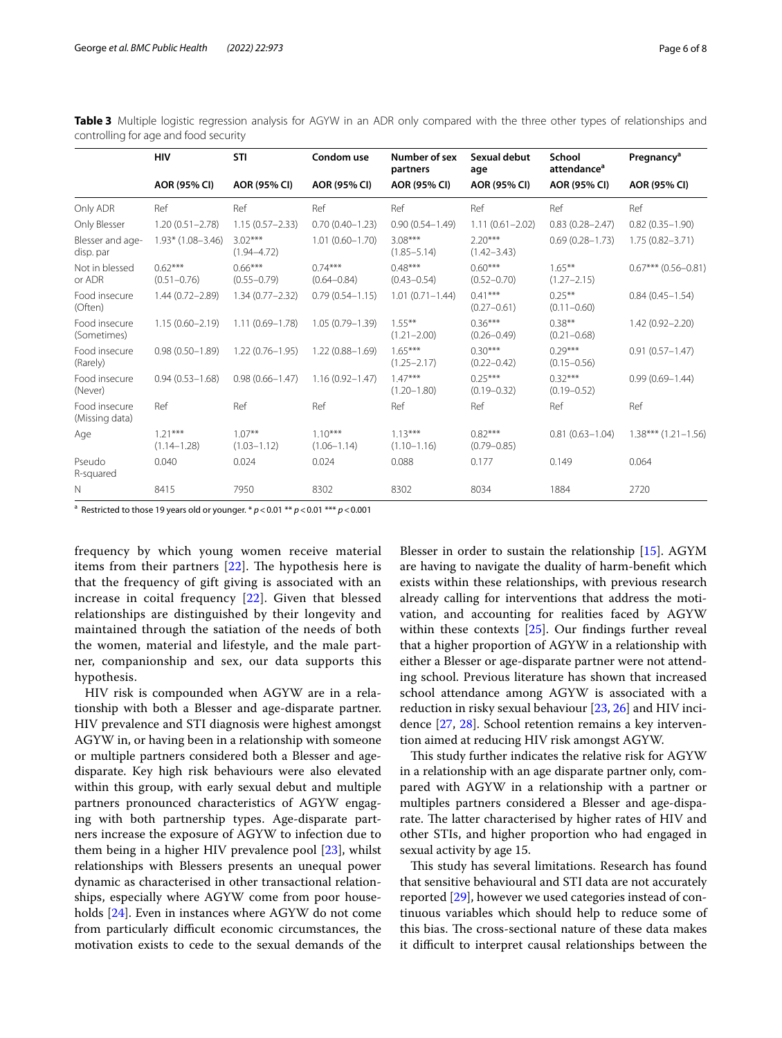**Table 3** Multiple logistic regression analysis for AGYW in an ADR only compared with the three other types of relationships and controlling for age and food security

| | HIV | STI | Condom use | Number of sex partners | Sexual debut age | School attendance[a] | Pregnancy[a] |
|---|---|---|---|---|---|---|---|
| | AOR (95% CI) | AOR (95% CI) | AOR (95% CI) | AOR (95% CI) | AOR (95% CI) | AOR (95% CI) | AOR (95% CI) |
| Only ADR | Ref | Ref | Ref | Ref | Ref | Ref | Ref |
| Only Blesser | 1.20 (0.51–2.78) | 1.15 (0.57–2.33) | 0.70 (0.40–1.23) | 0.90 (0.54–1.49) | 1.11 (0.61–2.02) | 0.83 (0.28–2.47) | 0.82 (0.35–1.90) |
| Blesser and age-disp. par | 1.93* (1.08–3.46) | 3.02*** (1.94–4.72) | 1.01 (0.60–1.70) | 3.08*** (1.85–5.14) | 2.20*** (1.42–3.43) | 0.69 (0.28–1.73) | 1.75 (0.82–3.71) |
| Not in blessed or ADR | 0.62*** (0.51–0.76) | 0.66*** (0.55–0.79) | 0.74*** (0.64–0.84) | 0.48*** (0.43–0.54) | 0.60*** (0.52–0.70) | 1.65** (1.27–2.15) | 0.67*** (0.56–0.81) |
| Food insecure (Often) | 1.44 (0.72–2.89) | 1.34 (0.77–2.32) | 0.79 (0.54–1.15) | 1.01 (0.71–1.44) | 0.41*** (0.27–0.61) | 0.25** (0.11–0.60) | 0.84 (0.45–1.54) |
| Food insecure (Sometimes) | 1.15 (0.60–2.19) | 1.11 (0.69–1.78) | 1.05 (0.79–1.39) | 1.55** (1.21–2.00) | 0.36*** (0.26–0.49) | 0.38** (0.21–0.68) | 1.42 (0.92–2.20) |
| Food insecure (Rarely) | 0.98 (0.50–1.89) | 1.22 (0.76–1.95) | 1.22 (0.88–1.69) | 1.65*** (1.25–2.17) | 0.30*** (0.22–0.42) | 0.29*** (0.15–0.56) | 0.91 (0.57–1.47) |
| Food insecure (Never) | 0.94 (0.53–1.68) | 0.98 (0.66–1.47) | 1.16 (0.92–1.47) | 1.47*** (1.20–1.80) | 0.25*** (0.19–0.32) | 0.32*** (0.19–0.52) | 0.99 (0.69–1.44) |
| Food insecure (Missing data) | Ref | Ref | Ref | Ref | Ref | Ref | Ref |
| Age | 1.21*** (1.14–1.28) | 1.07** (1.03–1.12) | 1.10*** (1.06–1.14) | 1.13*** (1.10–1.16) | 0.82*** (0.79–0.85) | 0.81 (0.63–1.04) | 1.38*** (1.21–1.56) |
| Pseudo R-squared | 0.040 | 0.024 | 0.024 | 0.088 | 0.177 | 0.149 | 0.064 |
| N | 8415 | 7950 | 8302 | 8302 | 8034 | 1884 | 2720 |

[a] Restricted to those 19 years old or younger. * $p < 0.01$ ** $p < 0.01$ *** $p < 0.001$

frequency by which young women receive material items from their partners [22]. The hypothesis here is that the frequency of gift giving is associated with an increase in coital frequency [22]. Given that blessed relationships are distinguished by their longevity and maintained through the satiation of the needs of both the women, material and lifestyle, and the male partner, companionship and sex, our data supports this hypothesis.

HIV risk is compounded when AGYW are in a relationship with both a Blesser and age-disparate partner. HIV prevalence and STI diagnosis were highest amongst AGYW in, or having been in a relationship with someone or multiple partners considered both a Blesser and age-disparate. Key high risk behaviours were also elevated within this group, with early sexual debut and multiple partners pronounced characteristics of AGYW engaging with both partnership types. Age-disparate partners increase the exposure of AGYW to infection due to them being in a higher HIV prevalence pool [23], whilst relationships with Blessers presents an unequal power dynamic as characterised in other transactional relationships, especially where AGYW come from poor households [24]. Even in instances where AGYW do not come from particularly difficult economic circumstances, the motivation exists to cede to the sexual demands of the Blesser in order to sustain the relationship [15]. AGYM are having to navigate the duality of harm-benefit which exists within these relationships, with previous research already calling for interventions that address the motivation, and accounting for realities faced by AGYW within these contexts [25]. Our findings further reveal that a higher proportion of AGYW in a relationship with either a Blesser or age-disparate partner were not attending school. Previous literature has shown that increased school attendance among AGYW is associated with a reduction in risky sexual behaviour [23, 26] and HIV incidence [27, 28]. School retention remains a key intervention aimed at reducing HIV risk amongst AGYW.

This study further indicates the relative risk for AGYW in a relationship with an age disparate partner only, compared with AGYW in a relationship with a partner or multiples partners considered a Blesser and age-disparate. The latter characterised by higher rates of HIV and other STIs, and higher proportion who had engaged in sexual activity by age 15.

This study has several limitations. Research has found that sensitive behavioural and STI data are not accurately reported [29], however we used categories instead of continuous variables which should help to reduce some of this bias. The cross-sectional nature of these data makes it difficult to interpret causal relationships between the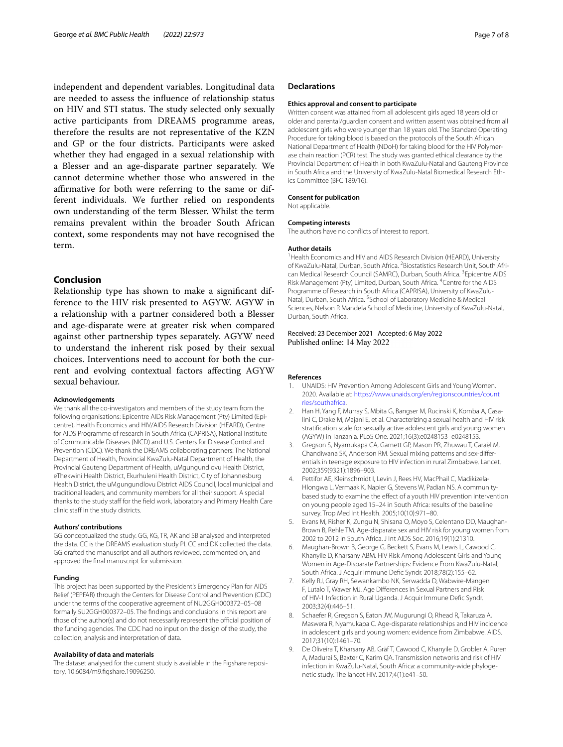independent and dependent variables. Longitudinal data are needed to assess the influence of relationship status on HIV and STI status. The study selected only sexually active participants from DREAMS programme areas, therefore the results are not representative of the KZN and GP or the four districts. Participants were asked whether they had engaged in a sexual relationship with a Blesser and an age-disparate partner separately. We cannot determine whether those who answered in the affirmative for both were referring to the same or different individuals. We further relied on respondents own understanding of the term Blesser. Whilst the term remains prevalent within the broader South African context, some respondents may not have recognised the term.

## Conclusion

Relationship type has shown to make a significant difference to the HIV risk presented to AGYW. AGYW in a relationship with a partner considered both a Blesser and age-disparate were at greater risk when compared against other partnership types separately. AGYW need to understand the inherent risk posed by their sexual choices. Interventions need to account for both the current and evolving contextual factors affecting AGYW sexual behaviour.

#### Acknowledgements

We thank all the co-investigators and members of the study team from the following organisations: Epicentre AIDs Risk Management (Pty) Limited (Epicentre), Health Economics and HIV/AIDS Research Division (HEARD), Centre for AIDS Programme of research in South Africa (CAPRISA), National Institute of Communicable Diseases (NICD) and U.S. Centers for Disease Control and Prevention (CDC). We thank the DREAMS collaborating partners: The National Department of Health, Provincial KwaZulu-Natal Department of Health, the Provincial Gauteng Department of Health, uMgungundlovu Health District, eThekwini Health District, Ekurhuleni Health District, City of Johannesburg Health District, the uMgungundlovu District AIDS Council, local municipal and traditional leaders, and community members for all their support. A special thanks to the study staff for the field work, laboratory and Primary Health Care clinic staff in the study districts.

#### Authors' contributions

GG conceptualized the study. GG, KG, TR, AK and SB analysed and interpreted the data. CC is the DREAMS evaluation study PI. CC and DK collected the data. GG drafted the manuscript and all authors reviewed, commented on, and approved the final manuscript for submission.

#### Funding

This project has been supported by the President's Emergency Plan for AIDS Relief (PEPFAR) through the Centers for Disease Control and Prevention (CDC) under the terms of the cooperative agreement of NU2GGH000372–05–08 formally 5U2GGH000372–05. The findings and conclusions in this report are those of the author(s) and do not necessarily represent the official position of the funding agencies. The CDC had no input on the design of the study, the collection, analysis and interpretation of data.

#### Availability of data and materials

The dataset analysed for the current study is available in the Figshare repository, 10.6084/m9.figshare.19096250.

## Declarations

#### Ethics approval and consent to participate

Written consent was attained from all adolescent girls aged 18 years old or older and parental/guardian consent and written assent was obtained from all adolescent girls who were younger than 18 years old. The Standard Operating Procedure for taking blood is based on the protocols of the South African National Department of Health (NDoH) for taking blood for the HIV Polymerase chain reaction (PCR) test. The study was granted ethical clearance by the Provincial Department of Health in both KwaZulu-Natal and Gauteng Province in South Africa and the University of KwaZulu-Natal Biomedical Research Ethics Committee (BFC 189/16).

#### Consent for publication

Not applicable.

#### Competing interests

The authors have no conflicts of interest to report.

#### Author details

[1]Health Economics and HIV and AIDS Research Division (HEARD), University of KwaZulu-Natal, Durban, South Africa. [2]Biostatistics Research Unit, South African Medical Research Council (SAMRC), Durban, South Africa. [3]Epicentre AIDS Risk Management (Pty) Limited, Durban, South Africa. [4]Centre for the AIDS Programme of Research in South Africa (CAPRISA), University of KwaZulu-Natal, Durban, South Africa. [5]School of Laboratory Medicine & Medical Sciences, Nelson R Mandela School of Medicine, University of KwaZulu-Natal, Durban, South Africa.

Received: 23 December 2021 Accepted: 6 May 2022
Published online: 14 May 2022

#### References

1. UNAIDS: HIV Prevention Among Adolescent Girls and Young Women. 2020. Available at: https://www.unaids.org/en/regionscountries/countries/southafrica.
2. Han H, Yang F, Murray S, Mbita G, Bangser M, Rucinski K, Komba A, Casalini C, Drake M, Majani E, et al. Characterizing a sexual health and HIV risk stratification scale for sexually active adolescent girls and young women (AGYW) in Tanzania. PLoS One. 2021;16(3):e0248153–e0248153.
3. Gregson S, Nyamukapa CA, Garnett GP, Mason PR, Zhuwau T, Caraël M, Chandiwana SK, Anderson RM. Sexual mixing patterns and sex-differentials in teenage exposure to HIV infection in rural Zimbabwe. Lancet. 2002;359(9321):1896–903.
4. Pettifor AE, Kleinschmidt I, Levin J, Rees HV, MacPhail C, Madikizela-Hlongwa L, Vermaak K, Napier G, Stevens W, Padian NS. A community-based study to examine the effect of a youth HIV prevention intervention on young people aged 15–24 in South Africa: results of the baseline survey. Trop Med Int Health. 2005;10(10):971–80.
5. Evans M, Risher K, Zungu N, Shisana O, Moyo S, Celentano DD, Maughan-Brown B, Rehle TM. Age-disparate sex and HIV risk for young women from 2002 to 2012 in South Africa. J Int AIDS Soc. 2016;19(1):21310.
6. Maughan-Brown B, George G, Beckett S, Evans M, Lewis L, Cawood C, Khanyile D, Kharsany ABM. HIV Risk Among Adolescent Girls and Young Women in Age-Disparate Partnerships: Evidence From KwaZulu-Natal, South Africa. J Acquir Immune Defic Syndr. 2018;78(2):155–62.
7. Kelly RJ, Gray RH, Sewankambo NK, Serwadda D, Wabwire-Mangen F, Lutalo T, Wawer MJ. Age Differences in Sexual Partners and Risk of HIV-1 Infection in Rural Uganda. J Acquir Immune Defic Syndr. 2003;32(4):446–51.
8. Schaefer R, Gregson S, Eaton JW, Mugurungi O, Rhead R, Takaruza A, Maswera R, Nyamukapa C. Age-disparate relationships and HIV incidence in adolescent girls and young women: evidence from Zimbabwe. AIDS. 2017;31(10):1461–70.
9. De Oliveira T, Kharsany AB, Gräf T, Cawood C, Khanyile D, Grobler A, Puren A, Madurai S, Baxter C, Karim QA. Transmission networks and risk of HIV infection in KwaZulu-Natal, South Africa: a community-wide phylogenetic study. The lancet HIV. 2017;4(1):e41–50.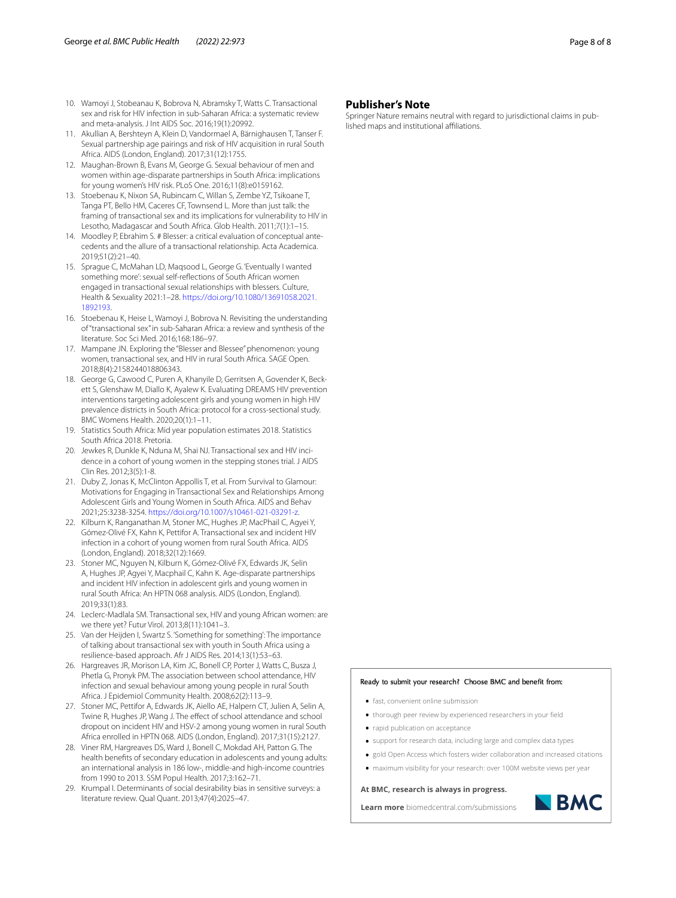10. Wamoyi J, Stobeanau K, Bobrova N, Abramsky T, Watts C. Transactional sex and risk for HIV infection in sub-Saharan Africa: a systematic review and meta-analysis. J Int AIDS Soc. 2016;19(1):20992.
11. Akullian A, Bershteyn A, Klein D, Vandormael A, Bärnighausen T, Tanser F. Sexual partnership age pairings and risk of HIV acquisition in rural South Africa. AIDS (London, England). 2017;31(12):1755.
12. Maughan-Brown B, Evans M, George G. Sexual behaviour of men and women within age-disparate partnerships in South Africa: implications for young women's HIV risk. PLoS One. 2016;11(8):e0159162.
13. Stoebenau K, Nixon SA, Rubincam C, Willan S, Zembe YZ, Tsikoane T, Tanga PT, Bello HM, Caceres CF, Townsend L. More than just talk: the framing of transactional sex and its implications for vulnerability to HIV in Lesotho, Madagascar and South Africa. Glob Health. 2011;7(1):1–15.
14. Moodley P, Ebrahim S. # Blesser: a critical evaluation of conceptual antecedents and the allure of a transactional relationship. Acta Academica. 2019;51(2):21–40.
15. Sprague C, McMahan LD, Maqsood L, George G. 'Eventually I wanted something more': sexual self-reflections of South African women engaged in transactional sexual relationships with blessers. Culture, Health & Sexuality 2021:1–28. https://doi.org/10.1080/13691058.2021.1892193.
16. Stoebenau K, Heise L, Wamoyi J, Bobrova N. Revisiting the understanding of "transactional sex" in sub-Saharan Africa: a review and synthesis of the literature. Soc Sci Med. 2016;168:186–97.
17. Mampane JN. Exploring the "Blesser and Blessee" phenomenon: young women, transactional sex, and HIV in rural South Africa. SAGE Open. 2018;8(4):2158244018806343.
18. George G, Cawood C, Puren A, Khanyile D, Gerritsen A, Govender K, Beckett S, Glenshaw M, Diallo K, Ayalew K. Evaluating DREAMS HIV prevention interventions targeting adolescent girls and young women in high HIV prevalence districts in South Africa: protocol for a cross-sectional study. BMC Womens Health. 2020;20(1):1–11.
19. Statistics South Africa: Mid year population estimates 2018. Statistics South Africa 2018. Pretoria.
20. Jewkes R, Dunkle K, Nduna M, Shai NJ. Transactional sex and HIV incidence in a cohort of young women in the stepping stones trial. J AIDS Clin Res. 2012;3(5):1-8.
21. Duby Z, Jonas K, McClinton Appollis T, et al. From Survival to Glamour: Motivations for Engaging in Transactional Sex and Relationships Among Adolescent Girls and Young Women in South Africa. AIDS and Behav 2021;25:3238-3254. https://doi.org/10.1007/s10461-021-03291-z.
22. Kilburn K, Ranganathan M, Stoner MC, Hughes JP, MacPhail C, Agyei Y, Gómez-Olivé FX, Kahn K, Pettifor A. Transactional sex and incident HIV infection in a cohort of young women from rural South Africa. AIDS (London, England). 2018;32(12):1669.
23. Stoner MC, Nguyen N, Kilburn K, Gómez-Olivé FX, Edwards JK, Selin A, Hughes JP, Agyei Y, Macphail C, Kahn K. Age-disparate partnerships and incident HIV infection in adolescent girls and young women in rural South Africa: An HPTN 068 analysis. AIDS (London, England). 2019;33(1):83.
24. Leclerc-Madlala SM. Transactional sex, HIV and young African women: are we there yet? Futur Virol. 2013;8(11):1041–3.
25. Van der Heijden I, Swartz S. 'Something for something': The importance of talking about transactional sex with youth in South Africa using a resilience-based approach. Afr J AIDS Res. 2014;13(1):53–63.
26. Hargreaves JR, Morison LA, Kim JC, Bonell CP, Porter J, Watts C, Busza J, Phetla G, Pronyk PM. The association between school attendance, HIV infection and sexual behaviour among young people in rural South Africa. J Epidemiol Community Health. 2008;62(2):113–9.
27. Stoner MC, Pettifor A, Edwards JK, Aiello AE, Halpern CT, Julien A, Selin A, Twine R, Hughes JP, Wang J. The effect of school attendance and school dropout on incident HIV and HSV-2 among young women in rural South Africa enrolled in HPTN 068. AIDS (London, England). 2017;31(15):2127.
28. Viner RM, Hargreaves DS, Ward J, Bonell C, Mokdad AH, Patton G. The health benefits of secondary education in adolescents and young adults: an international analysis in 186 low-, middle-and high-income countries from 1990 to 2013. SSM Popul Health. 2017;3:162–71.
29. Krumpal I. Determinants of social desirability bias in sensitive surveys: a literature review. Qual Quant. 2013;47(4):2025–47.

## Publisher's Note

Springer Nature remains neutral with regard to jurisdictional claims in published maps and institutional affiliations.

Ready to submit your research? Choose BMC and benefit from:

- fast, convenient online submission
- thorough peer review by experienced researchers in your field
- rapid publication on acceptance
- support for research data, including large and complex data types
- gold Open Access which fosters wider collaboration and increased citations
- maximum visibility for your research: over 100M website views per year

**At BMC, research is always in progress.**

**Learn more** biomedcentral.com/submissions

BMC